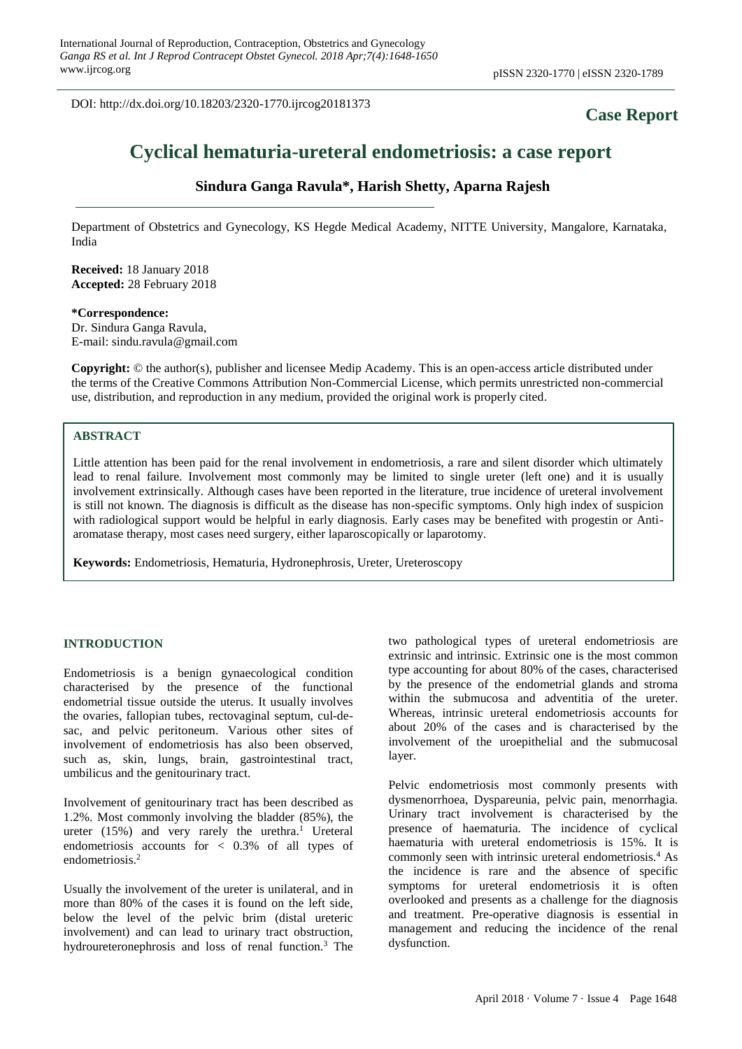DOI: http://dx.doi.org/10.18203/2320-1770.ijrcog20181373

**Case Report**

# Cyclical hematuria-ureteral endometriosis: a case report

**Sindura Ganga Ravula\*, Harish Shetty, Aparna Rajesh**

Department of Obstetrics and Gynecology, KS Hegde Medical Academy, NITTE University, Mangalore, Karnataka, India

**Received:** 18 January 2018
**Accepted:** 28 February 2018

**\*Correspondence:**
Dr. Sindura Ganga Ravula,
E-mail: sindu.ravula@gmail.com

**Copyright:** © the author(s), publisher and licensee Medip Academy. This is an open-access article distributed under the terms of the Creative Commons Attribution Non-Commercial License, which permits unrestricted non-commercial use, distribution, and reproduction in any medium, provided the original work is properly cited.

## ABSTRACT

Little attention has been paid for the renal involvement in endometriosis, a rare and silent disorder which ultimately lead to renal failure. Involvement most commonly may be limited to single ureter (left one) and it is usually involvement extrinsically. Although cases have been reported in the literature, true incidence of ureteral involvement is still not known. The diagnosis is difficult as the disease has non-specific symptoms. Only high index of suspicion with radiological support would be helpful in early diagnosis. Early cases may be benefited with progestin or Anti-aromatase therapy, most cases need surgery, either laparoscopically or laparotomy.

**Keywords:** Endometriosis, Hematuria, Hydronephrosis, Ureter, Ureteroscopy

## INTRODUCTION

Endometriosis is a benign gynaecological condition characterised by the presence of the functional endometrial tissue outside the uterus. It usually involves the ovaries, fallopian tubes, rectovaginal septum, cul-de-sac, and pelvic peritoneum. Various other sites of involvement of endometriosis has also been observed, such as, skin, lungs, brain, gastrointestinal tract, umbilicus and the genitourinary tract.

Involvement of genitourinary tract has been described as 1.2%. Most commonly involving the bladder (85%), the ureter (15%) and very rarely the urethra.[1] Ureteral endometriosis accounts for < 0.3% of all types of endometriosis.[2]

Usually the involvement of the ureter is unilateral, and in more than 80% of the cases it is found on the left side, below the level of the pelvic brim (distal ureteric involvement) and can lead to urinary tract obstruction, hydroureteronephrosis and loss of renal function.[3] The two pathological types of ureteral endometriosis are extrinsic and intrinsic. Extrinsic one is the most common type accounting for about 80% of the cases, characterised by the presence of the endometrial glands and stroma within the submucosa and adventitia of the ureter. Whereas, intrinsic ureteral endometriosis accounts for about 20% of the cases and is characterised by the involvement of the uroepithelial and the submucosal layer.

Pelvic endometriosis most commonly presents with dysmenorrhoea, Dyspareunia, pelvic pain, menorrhagia. Urinary tract involvement is characterised by the presence of haematuria. The incidence of cyclical haematuria with ureteral endometriosis is 15%. It is commonly seen with intrinsic ureteral endometriosis.[4] As the incidence is rare and the absence of specific symptoms for ureteral endometriosis it is often overlooked and presents as a challenge for the diagnosis and treatment. Pre-operative diagnosis is essential in management and reducing the incidence of the renal dysfunction.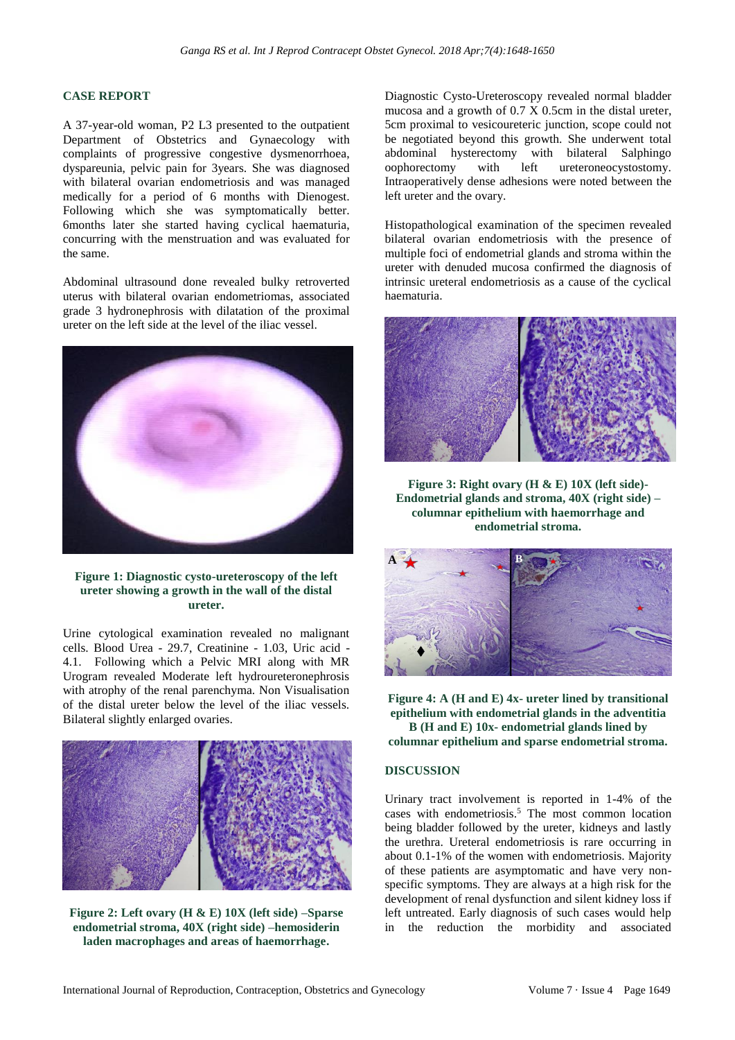## CASE REPORT

A 37-year-old woman, P2 L3 presented to the outpatient Department of Obstetrics and Gynaecology with complaints of progressive congestive dysmenorrhoea, dyspareunia, pelvic pain for 3years. She was diagnosed with bilateral ovarian endometriosis and was managed medically for a period of 6 months with Dienogest. Following which she was symptomatically better. 6months later she started having cyclical haematuria, concurring with the menstruation and was evaluated for the same.

Abdominal ultrasound done revealed bulky retroverted uterus with bilateral ovarian endometriomas, associated grade 3 hydronephrosis with dilatation of the proximal ureter on the left side at the level of the iliac vessel.

**Figure 1: Diagnostic cysto-ureteroscopy of the left ureter showing a growth in the wall of the distal ureter.**

Urine cytological examination revealed no malignant cells. Blood Urea - 29.7, Creatinine - 1.03, Uric acid - 4.1. Following which a Pelvic MRI along with MR Urogram revealed Moderate left hydroureteronephrosis with atrophy of the renal parenchyma. Non Visualisation of the distal ureter below the level of the iliac vessels. Bilateral slightly enlarged ovaries.

**Figure 2: Left ovary (H & E) 10X (left side) –Sparse endometrial stroma, 40X (right side) –hemosiderin laden macrophages and areas of haemorrhage.**

Diagnostic Cysto-Ureteroscopy revealed normal bladder mucosa and a growth of 0.7 X 0.5cm in the distal ureter, 5cm proximal to vesicoureteric junction, scope could not be negotiated beyond this growth. She underwent total abdominal hysterectomy with bilateral Salphingo oophorectomy with left ureteroneocystostomy. Intraoperatively dense adhesions were noted between the left ureter and the ovary.

Histopathological examination of the specimen revealed bilateral ovarian endometriosis with the presence of multiple foci of endometrial glands and stroma within the ureter with denuded mucosa confirmed the diagnosis of intrinsic ureteral endometriosis as a cause of the cyclical haematuria.

**Figure 3: Right ovary (H & E) 10X (left side)- Endometrial glands and stroma, 40X (right side) – columnar epithelium with haemorrhage and endometrial stroma.**

**Figure 4: A (H and E) 4x- ureter lined by transitional epithelium with endometrial glands in the adventitia B (H and E) 10x- endometrial glands lined by columnar epithelium and sparse endometrial stroma.**

## DISCUSSION

Urinary tract involvement is reported in 1-4% of the cases with endometriosis.[5] The most common location being bladder followed by the ureter, kidneys and lastly the urethra. Ureteral endometriosis is rare occurring in about 0.1-1% of the women with endometriosis. Majority of these patients are asymptomatic and have very non-specific symptoms. They are always at a high risk for the development of renal dysfunction and silent kidney loss if left untreated. Early diagnosis of such cases would help in the reduction the morbidity and associated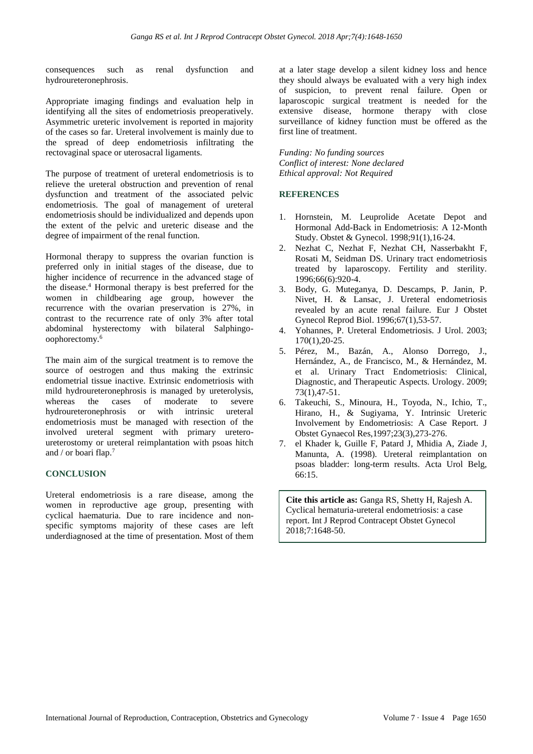consequences such as renal dysfunction and hydroureteronephrosis.

Appropriate imaging findings and evaluation help in identifying all the sites of endometriosis preoperatively. Asymmetric ureteric involvement is reported in majority of the cases so far. Ureteral involvement is mainly due to the spread of deep endometriosis infiltrating the rectovaginal space or uterosacral ligaments.

The purpose of treatment of ureteral endometriosis is to relieve the ureteral obstruction and prevention of renal dysfunction and treatment of the associated pelvic endometriosis. The goal of management of ureteral endometriosis should be individualized and depends upon the extent of the pelvic and ureteric disease and the degree of impairment of the renal function.

Hormonal therapy to suppress the ovarian function is preferred only in initial stages of the disease, due to higher incidence of recurrence in the advanced stage of the disease.[4] Hormonal therapy is best preferred for the women in childbearing age group, however the recurrence with the ovarian preservation is 27%, in contrast to the recurrence rate of only 3% after total abdominal hysterectomy with bilateral Salphingo-oophorectomy.[6]

The main aim of the surgical treatment is to remove the source of oestrogen and thus making the extrinsic endometrial tissue inactive. Extrinsic endometriosis with mild hydroureteronephrosis is managed by ureterolysis, whereas the cases of moderate to severe hydroureteronephrosis or with intrinsic ureteral endometriosis must be managed with resection of the involved ureteral segment with primary uretero-ureterostomy or ureteral reimplantation with psoas hitch and / or boari flap.[7]

## CONCLUSION

Ureteral endometriosis is a rare disease, among the women in reproductive age group, presenting with cyclical haematuria. Due to rare incidence and non-specific symptoms majority of these cases are left underdiagnosed at the time of presentation. Most of them at a later stage develop a silent kidney loss and hence they should always be evaluated with a very high index of suspicion, to prevent renal failure. Open or laparoscopic surgical treatment is needed for the extensive disease, hormone therapy with close surveillance of kidney function must be offered as the first line of treatment.

*Funding: No funding sources*
*Conflict of interest: None declared*
*Ethical approval: Not Required*

## REFERENCES

1. Hornstein, M. Leuprolide Acetate Depot and Hormonal Add-Back in Endometriosis: A 12-Month Study. Obstet & Gynecol. 1998;91(1),16-24.
2. Nezhat C, Nezhat F, Nezhat CH, Nasserbakht F, Rosati M, Seidman DS. Urinary tract endometriosis treated by laparoscopy. Fertility and sterility. 1996;66(6):920-4.
3. Body, G. Muteganya, D. Descamps, P. Janin, P. Nivet, H. & Lansac, J. Ureteral endometriosis revealed by an acute renal failure. Eur J Obstet Gynecol Reprod Biol. 1996;67(1),53-57.
4. Yohannes, P. Ureteral Endometriosis. J Urol. 2003; 170(1),20-25.
5. Pérez, M., Bazán, A., Alonso Dorrego, J., Hernández, A., de Francisco, M., & Hernández, M. et al. Urinary Tract Endometriosis: Clinical, Diagnostic, and Therapeutic Aspects. Urology. 2009; 73(1),47-51.
6. Takeuchi, S., Minoura, H., Toyoda, N., Ichio, T., Hirano, H., & Sugiyama, Y. Intrinsic Ureteric Involvement by Endometriosis: A Case Report. J Obstet Gynaecol Res,1997;23(3),273-276.
7. el Khader k, Guille F, Patard J, Mhidia A, Ziade J, Manunta, A. (1998). Ureteral reimplantation on psoas bladder: long-term results. Acta Urol Belg, 66:15.

**Cite this article as:** Ganga RS, Shetty H, Rajesh A. Cyclical hematuria-ureteral endometriosis: a case report. Int J Reprod Contracept Obstet Gynecol 2018;7:1648-50.